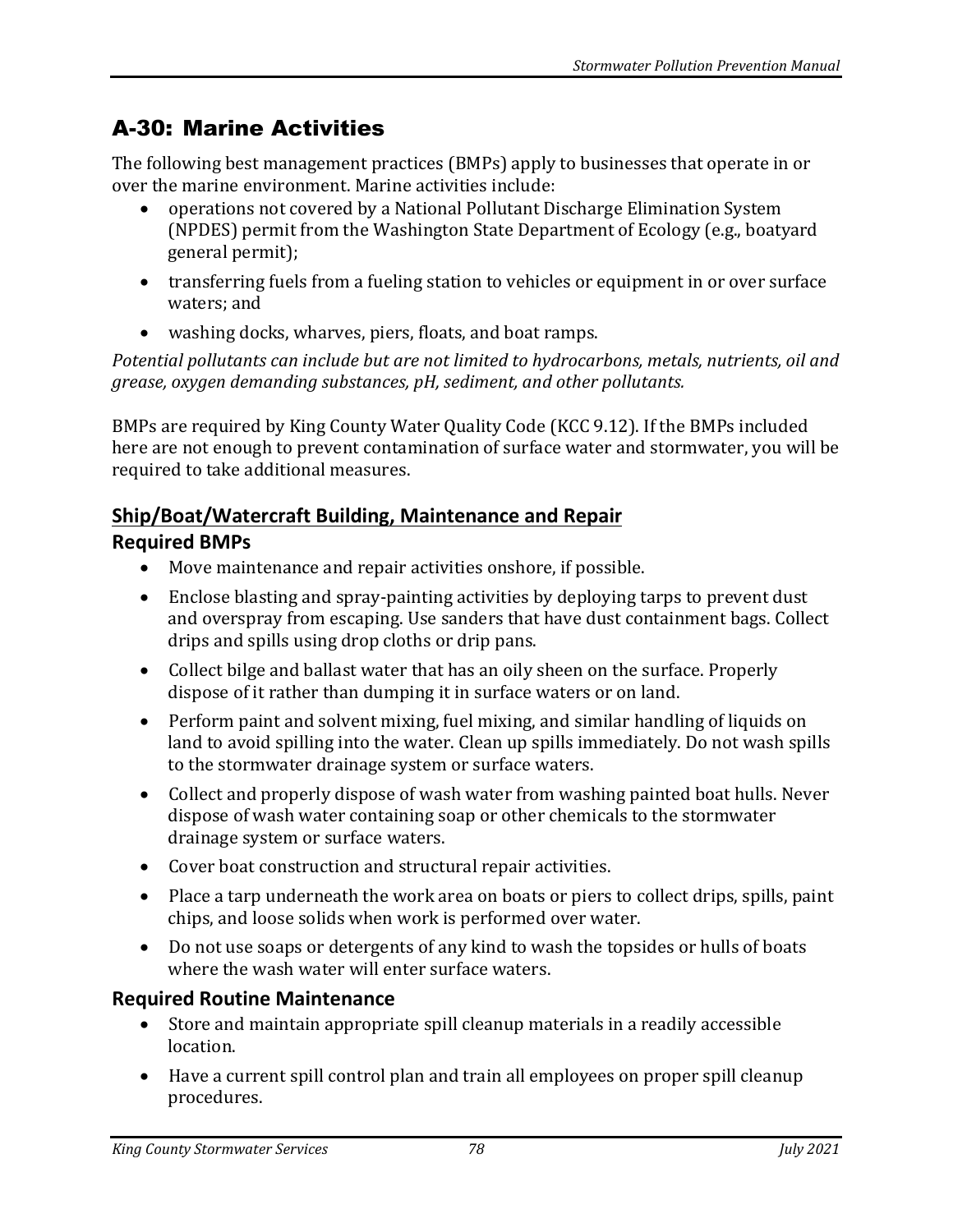# A-30: Marine Activities

The following best management practices (BMPs) apply to businesses that operate in or over the marine environment. Marine activities include:

- operations not covered by a National Pollutant Discharge Elimination System (NPDES) permit from the Washington State Department of Ecology (e.g., boatyard general permit);
- transferring fuels from a fueling station to vehicles or equipment in or over surface waters; and
- washing docks, wharves, piers, floats, and boat ramps.

*Potential pollutants can include but are not limited to hydrocarbons, metals, nutrients, oil and grease, oxygen demanding substances, pH, sediment, and other pollutants.*

BMPs are required by King County Water Quality Code (KCC 9.12). If the BMPs included here are not enough to prevent contamination of surface water and stormwater, you will be required to take additional measures.

## Ship/Boat/Watercraft Building, Maintenance and Repair

### Required BMPs

- Move maintenance and repair activities onshore, if possible.
- Enclose blasting and spray-painting activities by deploying tarps to prevent dust and overspray from escaping. Use sanders that have dust containment bags. Collect drips and spills using drop cloths or drip pans.
- Collect bilge and ballast water that has an oily sheen on the surface. Properly dispose of it rather than dumping it in surface waters or on land.
- Perform paint and solvent mixing, fuel mixing, and similar handling of liquids on land to avoid spilling into the water. Clean up spills immediately. Do not wash spills to the stormwater drainage system or surface waters.
- Collect and properly dispose of wash water from washing painted boat hulls. Never dispose of wash water containing soap or other chemicals to the stormwater drainage system or surface waters.
- Cover boat construction and structural repair activities.
- Place a tarp underneath the work area on boats or piers to collect drips, spills, paint chips, and loose solids when work is performed over water.
- Do not use soaps or detergents of any kind to wash the topsides or hulls of boats where the wash water will enter surface waters.

### Required Routine Maintenance

- Store and maintain appropriate spill cleanup materials in a readily accessible location.
- Have a current spill control plan and train all employees on proper spill cleanup procedures.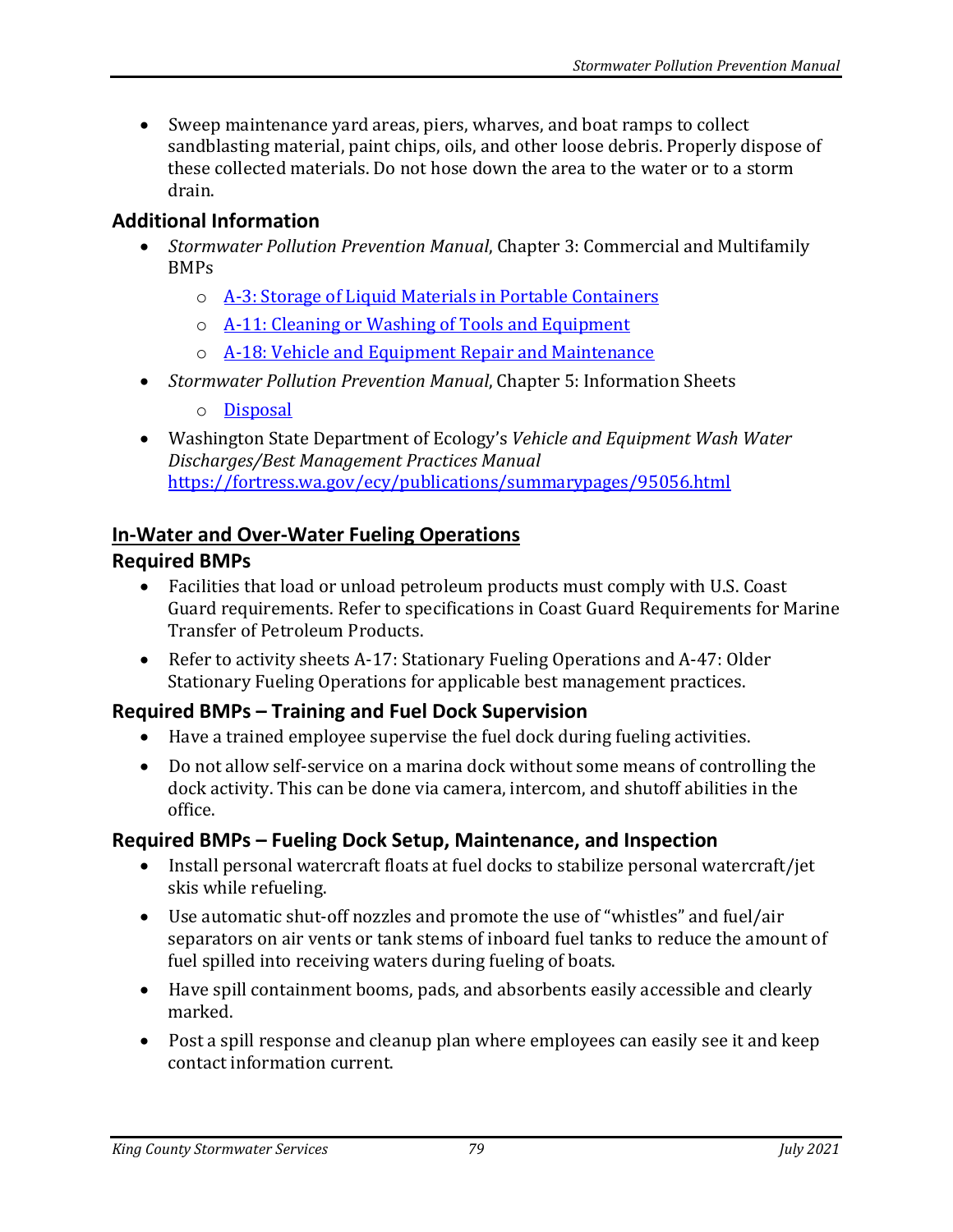- Sweep maintenance yard areas, piers, wharves, and boat ramps to collect sandblasting material, paint chips, oils, and other loose debris. Properly dispose of these collected materials. Do not hose down the area to the water or to a storm drain.

### Additional Information

- *Stormwater Pollution Prevention Manual*, Chapter 3: Commercial and Multifamily BMPs
  - A-3: Storage of Liquid Materials in Portable Containers
  - A-11: Cleaning or Washing of Tools and Equipment
  - A-18: Vehicle and Equipment Repair and Maintenance
- *Stormwater Pollution Prevention Manual*, Chapter 5: Information Sheets
  - Disposal
- Washington State Department of Ecology's *Vehicle and Equipment Wash Water Discharges/Best Management Practices Manual* https://fortress.wa.gov/ecy/publications/summarypages/95056.html

## In-Water and Over-Water Fueling Operations

### Required BMPs

- Facilities that load or unload petroleum products must comply with U.S. Coast Guard requirements. Refer to specifications in Coast Guard Requirements for Marine Transfer of Petroleum Products.
- Refer to activity sheets A-17: Stationary Fueling Operations and A-47: Older Stationary Fueling Operations for applicable best management practices.

### Required BMPs – Training and Fuel Dock Supervision

- Have a trained employee supervise the fuel dock during fueling activities.
- Do not allow self-service on a marina dock without some means of controlling the dock activity. This can be done via camera, intercom, and shutoff abilities in the office.

### Required BMPs – Fueling Dock Setup, Maintenance, and Inspection

- Install personal watercraft floats at fuel docks to stabilize personal watercraft/jet skis while refueling.
- Use automatic shut-off nozzles and promote the use of "whistles" and fuel/air separators on air vents or tank stems of inboard fuel tanks to reduce the amount of fuel spilled into receiving waters during fueling of boats.
- Have spill containment booms, pads, and absorbents easily accessible and clearly marked.
- Post a spill response and cleanup plan where employees can easily see it and keep contact information current.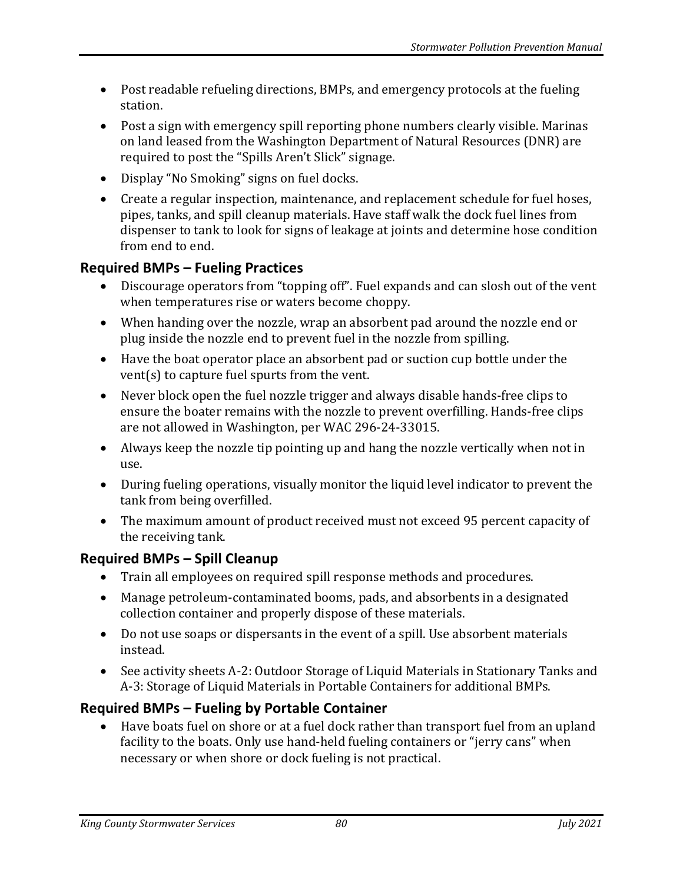- Post readable refueling directions, BMPs, and emergency protocols at the fueling station.
- Post a sign with emergency spill reporting phone numbers clearly visible. Marinas on land leased from the Washington Department of Natural Resources (DNR) are required to post the "Spills Aren't Slick" signage.
- Display "No Smoking" signs on fuel docks.
- Create a regular inspection, maintenance, and replacement schedule for fuel hoses, pipes, tanks, and spill cleanup materials. Have staff walk the dock fuel lines from dispenser to tank to look for signs of leakage at joints and determine hose condition from end to end.

## Required BMPs – Fueling Practices

- Discourage operators from "topping off". Fuel expands and can slosh out of the vent when temperatures rise or waters become choppy.
- When handing over the nozzle, wrap an absorbent pad around the nozzle end or plug inside the nozzle end to prevent fuel in the nozzle from spilling.
- Have the boat operator place an absorbent pad or suction cup bottle under the vent(s) to capture fuel spurts from the vent.
- Never block open the fuel nozzle trigger and always disable hands-free clips to ensure the boater remains with the nozzle to prevent overfilling. Hands-free clips are not allowed in Washington, per WAC 296-24-33015.
- Always keep the nozzle tip pointing up and hang the nozzle vertically when not in use.
- During fueling operations, visually monitor the liquid level indicator to prevent the tank from being overfilled.
- The maximum amount of product received must not exceed 95 percent capacity of the receiving tank.

## Required BMPs – Spill Cleanup

- Train all employees on required spill response methods and procedures.
- Manage petroleum-contaminated booms, pads, and absorbents in a designated collection container and properly dispose of these materials.
- Do not use soaps or dispersants in the event of a spill. Use absorbent materials instead.
- See activity sheets A-2: Outdoor Storage of Liquid Materials in Stationary Tanks and A-3: Storage of Liquid Materials in Portable Containers for additional BMPs.

## Required BMPs – Fueling by Portable Container

- Have boats fuel on shore or at a fuel dock rather than transport fuel from an upland facility to the boats. Only use hand-held fueling containers or "jerry cans" when necessary or when shore or dock fueling is not practical.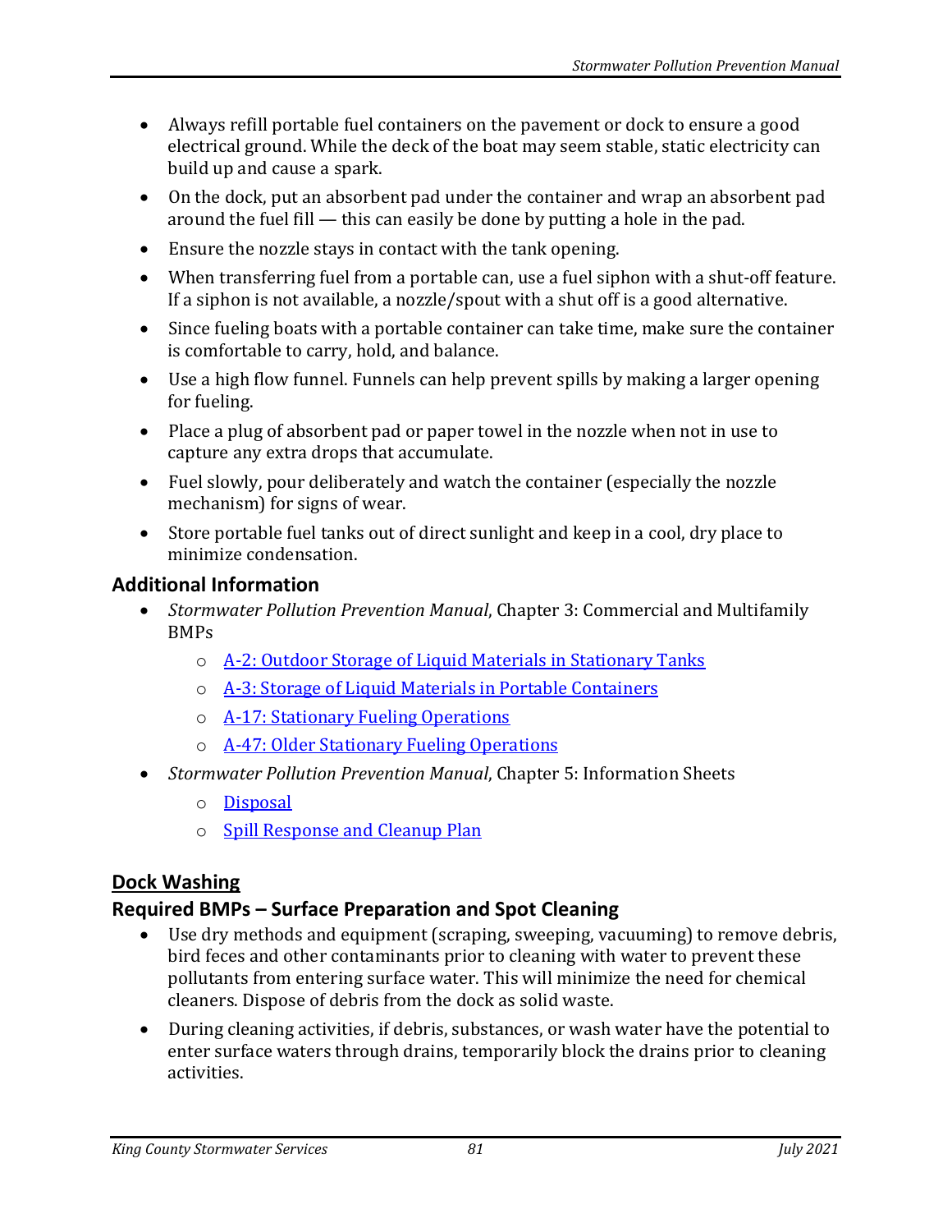- Always refill portable fuel containers on the pavement or dock to ensure a good electrical ground. While the deck of the boat may seem stable, static electricity can build up and cause a spark.
- On the dock, put an absorbent pad under the container and wrap an absorbent pad around the fuel fill — this can easily be done by putting a hole in the pad.
- Ensure the nozzle stays in contact with the tank opening.
- When transferring fuel from a portable can, use a fuel siphon with a shut-off feature. If a siphon is not available, a nozzle/spout with a shut off is a good alternative.
- Since fueling boats with a portable container can take time, make sure the container is comfortable to carry, hold, and balance.
- Use a high flow funnel. Funnels can help prevent spills by making a larger opening for fueling.
- Place a plug of absorbent pad or paper towel in the nozzle when not in use to capture any extra drops that accumulate.
- Fuel slowly, pour deliberately and watch the container (especially the nozzle mechanism) for signs of wear.
- Store portable fuel tanks out of direct sunlight and keep in a cool, dry place to minimize condensation.

### Additional Information

- *Stormwater Pollution Prevention Manual*, Chapter 3: Commercial and Multifamily BMPs
  - A-2: Outdoor Storage of Liquid Materials in Stationary Tanks
  - A-3: Storage of Liquid Materials in Portable Containers
  - A-17: Stationary Fueling Operations
  - A-47: Older Stationary Fueling Operations
- *Stormwater Pollution Prevention Manual*, Chapter 5: Information Sheets
  - Disposal
  - Spill Response and Cleanup Plan

## Dock Washing

### Required BMPs – Surface Preparation and Spot Cleaning

- Use dry methods and equipment (scraping, sweeping, vacuuming) to remove debris, bird feces and other contaminants prior to cleaning with water to prevent these pollutants from entering surface water. This will minimize the need for chemical cleaners. Dispose of debris from the dock as solid waste.
- During cleaning activities, if debris, substances, or wash water have the potential to enter surface waters through drains, temporarily block the drains prior to cleaning activities.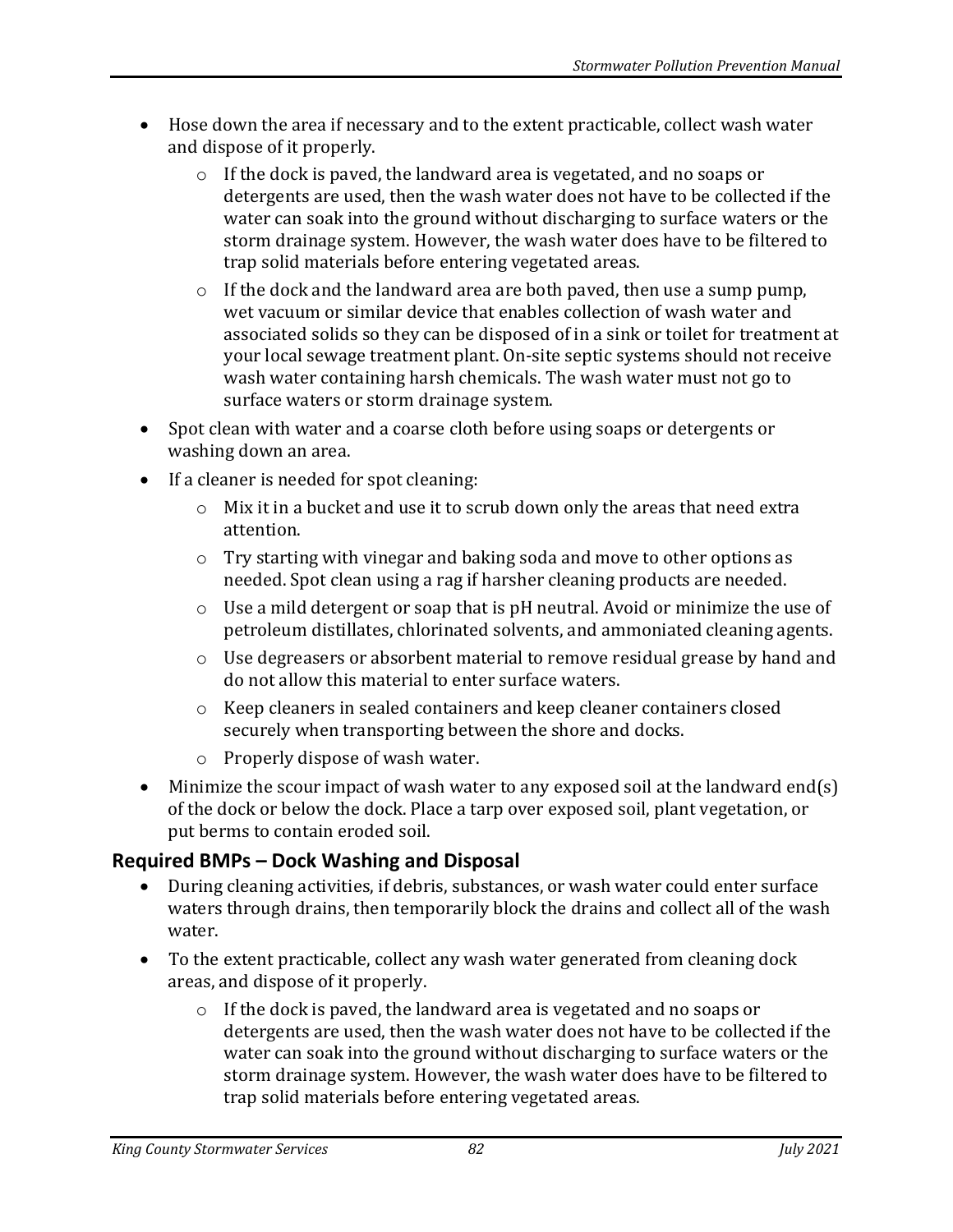- Hose down the area if necessary and to the extent practicable, collect wash water and dispose of it properly.
    - If the dock is paved, the landward area is vegetated, and no soaps or detergents are used, then the wash water does not have to be collected if the water can soak into the ground without discharging to surface waters or the storm drainage system. However, the wash water does have to be filtered to trap solid materials before entering vegetated areas.
    - If the dock and the landward area are both paved, then use a sump pump, wet vacuum or similar device that enables collection of wash water and associated solids so they can be disposed of in a sink or toilet for treatment at your local sewage treatment plant. On-site septic systems should not receive wash water containing harsh chemicals. The wash water must not go to surface waters or storm drainage system.
- Spot clean with water and a coarse cloth before using soaps or detergents or washing down an area.
- If a cleaner is needed for spot cleaning:
    - Mix it in a bucket and use it to scrub down only the areas that need extra attention.
    - Try starting with vinegar and baking soda and move to other options as needed. Spot clean using a rag if harsher cleaning products are needed.
    - Use a mild detergent or soap that is pH neutral. Avoid or minimize the use of petroleum distillates, chlorinated solvents, and ammoniated cleaning agents.
    - Use degreasers or absorbent material to remove residual grease by hand and do not allow this material to enter surface waters.
    - Keep cleaners in sealed containers and keep cleaner containers closed securely when transporting between the shore and docks.
    - Properly dispose of wash water.
- Minimize the scour impact of wash water to any exposed soil at the landward end(s) of the dock or below the dock. Place a tarp over exposed soil, plant vegetation, or put berms to contain eroded soil.

## Required BMPs – Dock Washing and Disposal

- During cleaning activities, if debris, substances, or wash water could enter surface waters through drains, then temporarily block the drains and collect all of the wash water.
- To the extent practicable, collect any wash water generated from cleaning dock areas, and dispose of it properly.
    - If the dock is paved, the landward area is vegetated and no soaps or detergents are used, then the wash water does not have to be collected if the water can soak into the ground without discharging to surface waters or the storm drainage system. However, the wash water does have to be filtered to trap solid materials before entering vegetated areas.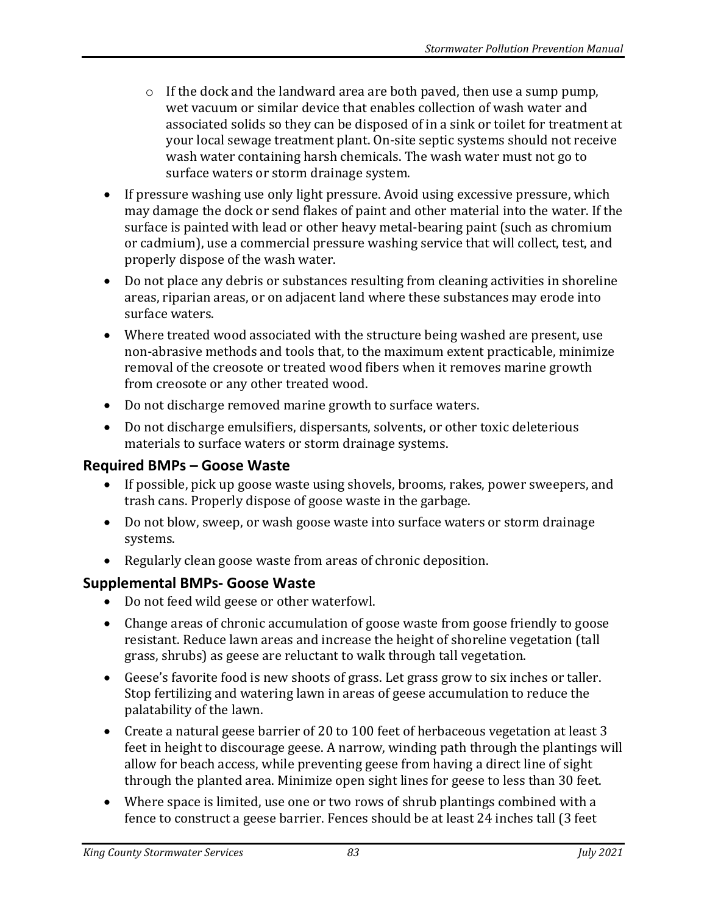- If the dock and the landward area are both paved, then use a sump pump, wet vacuum or similar device that enables collection of wash water and associated solids so they can be disposed of in a sink or toilet for treatment at your local sewage treatment plant. On-site septic systems should not receive wash water containing harsh chemicals. The wash water must not go to surface waters or storm drainage system.
- If pressure washing use only light pressure. Avoid using excessive pressure, which may damage the dock or send flakes of paint and other material into the water. If the surface is painted with lead or other heavy metal-bearing paint (such as chromium or cadmium), use a commercial pressure washing service that will collect, test, and properly dispose of the wash water.
- Do not place any debris or substances resulting from cleaning activities in shoreline areas, riparian areas, or on adjacent land where these substances may erode into surface waters.
- Where treated wood associated with the structure being washed are present, use non-abrasive methods and tools that, to the maximum extent practicable, minimize removal of the creosote or treated wood fibers when it removes marine growth from creosote or any other treated wood.
- Do not discharge removed marine growth to surface waters.
- Do not discharge emulsifiers, dispersants, solvents, or other toxic deleterious materials to surface waters or storm drainage systems.

## Required BMPs – Goose Waste

- If possible, pick up goose waste using shovels, brooms, rakes, power sweepers, and trash cans. Properly dispose of goose waste in the garbage.
- Do not blow, sweep, or wash goose waste into surface waters or storm drainage systems.
- Regularly clean goose waste from areas of chronic deposition.

## Supplemental BMPs- Goose Waste

- Do not feed wild geese or other waterfowl.
- Change areas of chronic accumulation of goose waste from goose friendly to goose resistant. Reduce lawn areas and increase the height of shoreline vegetation (tall grass, shrubs) as geese are reluctant to walk through tall vegetation.
- Geese's favorite food is new shoots of grass. Let grass grow to six inches or taller. Stop fertilizing and watering lawn in areas of geese accumulation to reduce the palatability of the lawn.
- Create a natural geese barrier of 20 to 100 feet of herbaceous vegetation at least 3 feet in height to discourage geese. A narrow, winding path through the plantings will allow for beach access, while preventing geese from having a direct line of sight through the planted area. Minimize open sight lines for geese to less than 30 feet.
- Where space is limited, use one or two rows of shrub plantings combined with a fence to construct a geese barrier. Fences should be at least 24 inches tall (3 feet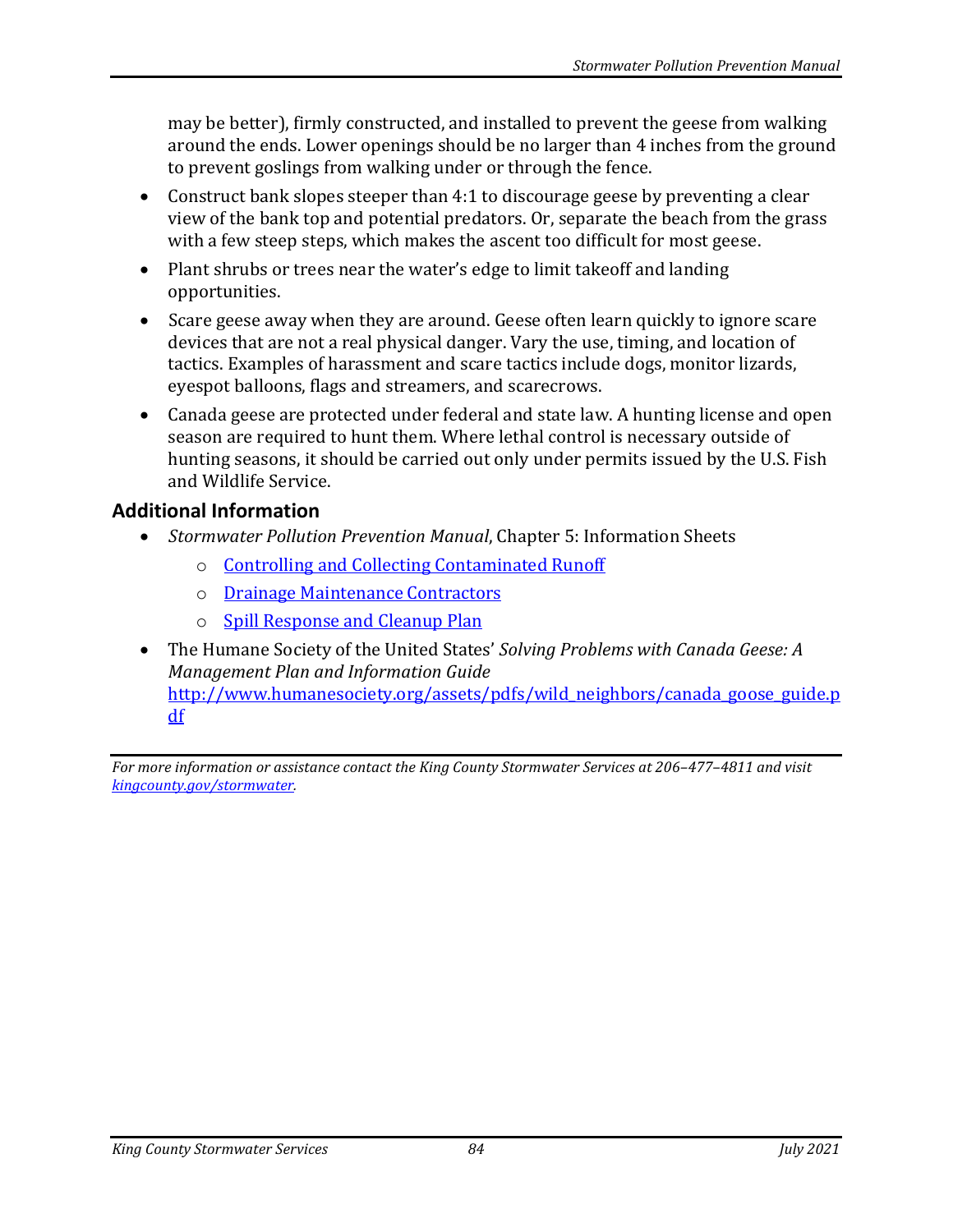may be better), firmly constructed, and installed to prevent the geese from walking around the ends. Lower openings should be no larger than 4 inches from the ground to prevent goslings from walking under or through the fence.

- Construct bank slopes steeper than 4:1 to discourage geese by preventing a clear view of the bank top and potential predators. Or, separate the beach from the grass with a few steep steps, which makes the ascent too difficult for most geese.
- Plant shrubs or trees near the water's edge to limit takeoff and landing opportunities.
- Scare geese away when they are around. Geese often learn quickly to ignore scare devices that are not a real physical danger. Vary the use, timing, and location of tactics. Examples of harassment and scare tactics include dogs, monitor lizards, eyespot balloons, flags and streamers, and scarecrows.
- Canada geese are protected under federal and state law. A hunting license and open season are required to hunt them. Where lethal control is necessary outside of hunting seasons, it should be carried out only under permits issued by the U.S. Fish and Wildlife Service.

## Additional Information

- *Stormwater Pollution Prevention Manual*, Chapter 5: Information Sheets
  - Controlling and Collecting Contaminated Runoff
  - Drainage Maintenance Contractors
  - Spill Response and Cleanup Plan
- The Humane Society of the United States' *Solving Problems with Canada Geese: A Management Plan and Information Guide* http://www.humanesociety.org/assets/pdfs/wild_neighbors/canada_goose_guide.pdf

*For more information or assistance contact the King County Stormwater Services at 206–477–4811 and visit kingcounty.gov/stormwater.*